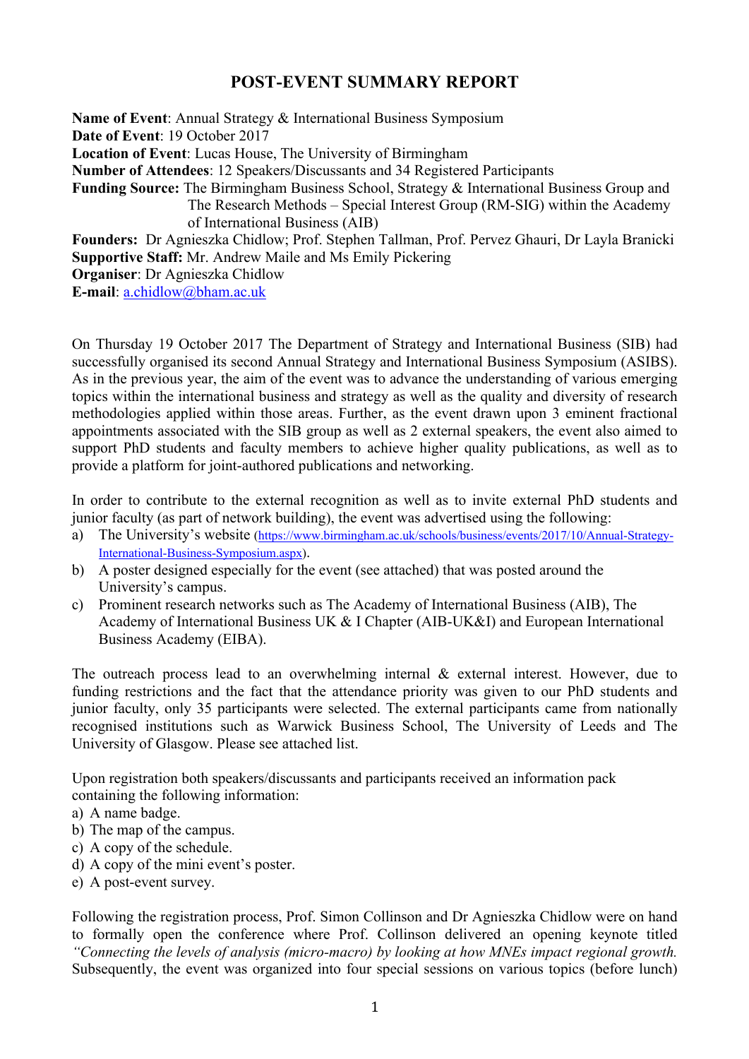# POST-EVENT SUMMARY REPORT

**Name of Event**: Annual Strategy & International Business Symposium
**Date of Event**: 19 October 2017
**Location of Event**: Lucas House, The University of Birmingham
**Number of Attendees**: 12 Speakers/Discussants and 34 Registered Participants
**Funding Source:** The Birmingham Business School, Strategy & International Business Group and The Research Methods – Special Interest Group (RM-SIG) within the Academy of International Business (AIB)
**Founders:** Dr Agnieszka Chidlow; Prof. Stephen Tallman, Prof. Pervez Ghauri, Dr Layla Branicki
**Supportive Staff:** Mr. Andrew Maile and Ms Emily Pickering
**Organiser**: Dr Agnieszka Chidlow
**E-mail**: a.chidlow@bham.ac.uk

On Thursday 19 October 2017 The Department of Strategy and International Business (SIB) had successfully organised its second Annual Strategy and International Business Symposium (ASIBS). As in the previous year, the aim of the event was to advance the understanding of various emerging topics within the international business and strategy as well as the quality and diversity of research methodologies applied within those areas. Further, as the event drawn upon 3 eminent fractional appointments associated with the SIB group as well as 2 external speakers, the event also aimed to support PhD students and faculty members to achieve higher quality publications, as well as to provide a platform for joint-authored publications and networking.

In order to contribute to the external recognition as well as to invite external PhD students and junior faculty (as part of network building), the event was advertised using the following:

a) The University's website (https://www.birmingham.ac.uk/schools/business/events/2017/10/Annual-Strategy-International-Business-Symposium.aspx).
b) A poster designed especially for the event (see attached) that was posted around the University's campus.
c) Prominent research networks such as The Academy of International Business (AIB), The Academy of International Business UK & I Chapter (AIB-UK&I) and European International Business Academy (EIBA).

The outreach process lead to an overwhelming internal & external interest. However, due to funding restrictions and the fact that the attendance priority was given to our PhD students and junior faculty, only 35 participants were selected. The external participants came from nationally recognised institutions such as Warwick Business School, The University of Leeds and The University of Glasgow. Please see attached list.

Upon registration both speakers/discussants and participants received an information pack containing the following information:

a) A name badge.
b) The map of the campus.
c) A copy of the schedule.
d) A copy of the mini event's poster.
e) A post-event survey.

Following the registration process, Prof. Simon Collinson and Dr Agnieszka Chidlow were on hand to formally open the conference where Prof. Collinson delivered an opening keynote titled *"Connecting the levels of analysis (micro-macro) by looking at how MNEs impact regional growth.* Subsequently, the event was organized into four special sessions on various topics (before lunch)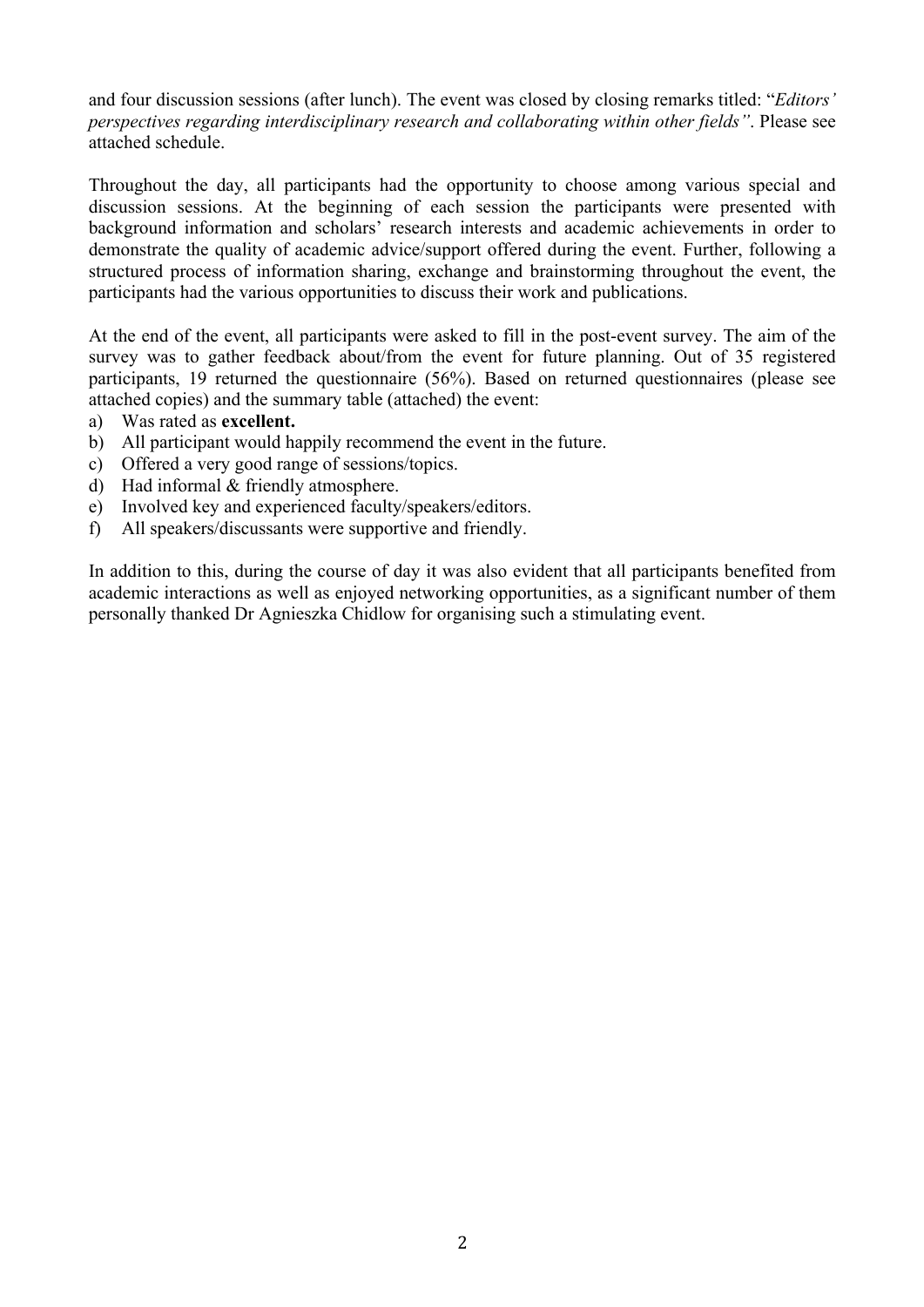and four discussion sessions (after lunch). The event was closed by closing remarks titled: "*Editors' perspectives regarding interdisciplinary research and collaborating within other fields*". Please see attached schedule.

Throughout the day, all participants had the opportunity to choose among various special and discussion sessions. At the beginning of each session the participants were presented with background information and scholars' research interests and academic achievements in order to demonstrate the quality of academic advice/support offered during the event. Further, following a structured process of information sharing, exchange and brainstorming throughout the event, the participants had the various opportunities to discuss their work and publications.

At the end of the event, all participants were asked to fill in the post-event survey. The aim of the survey was to gather feedback about/from the event for future planning. Out of 35 registered participants, 19 returned the questionnaire (56%). Based on returned questionnaires (please see attached copies) and the summary table (attached) the event:

a) Was rated as **excellent.**
b) All participant would happily recommend the event in the future.
c) Offered a very good range of sessions/topics.
d) Had informal & friendly atmosphere.
e) Involved key and experienced faculty/speakers/editors.
f) All speakers/discussants were supportive and friendly.

In addition to this, during the course of day it was also evident that all participants benefited from academic interactions as well as enjoyed networking opportunities, as a significant number of them personally thanked Dr Agnieszka Chidlow for organising such a stimulating event.